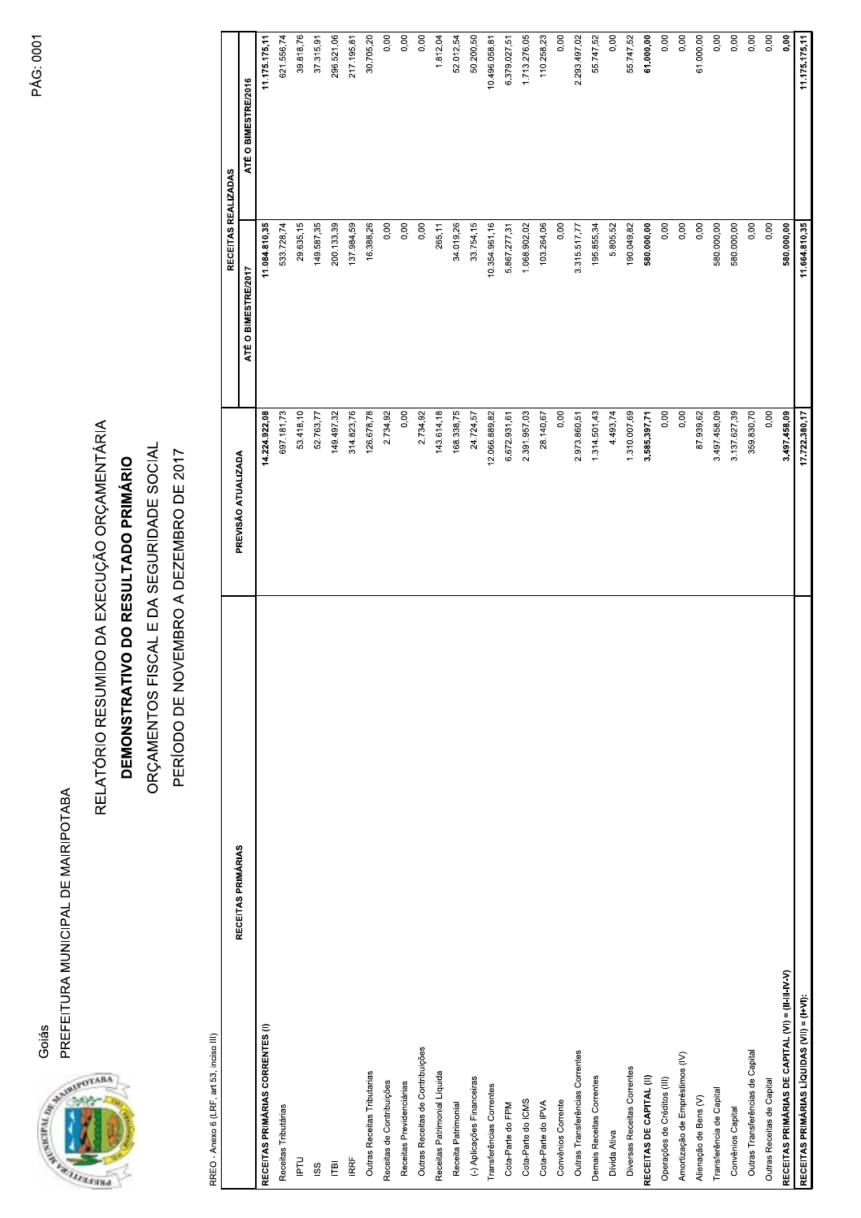Goiás

PREFEITURA MUNICIPAL DE MAIRIPOTABA

# RELATÓRIO RESUMIDO DA EXECUÇÃO ORÇAMENTÁRIA

## DEMONSTRATIVO DO RESULTADO PRIMÁRIO

ORÇAMENTOS FISCAL E DA SEGURIDADE SOCIAL

PERÍODO DE NOVEMBRO A DEZEMBRO DE 2017

RREO - Anexo 6 (LRF, art 53, inciso III)

| RECEITAS PRIMÁRIAS | PREVISÃO ATUALIZADA | RECEITAS REALIZADAS | |
|---|---|---|---|
| | | ATÉ O BIMESTRE/2017 | ATÉ O BIMESTRE/2016 |
| **RECEITAS PRIMÁRIAS CORRENTES (I)** | **14.224.922,08** | **11.084.810,35** | **11.175.175,11** |
| Receitas Tributárias | 697.181,73 | 533.728,74 | 621.556,74 |
| IPTU | 53.418,10 | 29.635,15 | 39.818,76 |
| ISS | 52.763,77 | 149.587,35 | 37.315,91 |
| ITBI | 149.497,32 | 200.133,39 | 296.521,06 |
| IRRF | 314.823,76 | 137.984,59 | 217.195,81 |
| Outras Receitas Tributárias | 126.678,78 | 16.388,26 | 30.705,20 |
| Receitas de Contribuições | 2.734,92 | 0,00 | 0,00 |
| Receitas Previdenciárias | 0,00 | 0,00 | 0,00 |
| Outras Receitas de Contribuições | 2.734,92 | 0,00 | 0,00 |
| Receitas Patrimonial Líquida | 143.614,18 | 265,11 | 1.812,04 |
| Receita Patrimonial | 168.338,75 | 34.019,26 | 52.012,54 |
| (-) Aplicações Financeiras | 24.724,57 | 33.754,15 | 50.200,50 |
| Transferências Correntes | 12.066.889,82 | 10.354.961,16 | 10.496.058,81 |
| Cota-Parte do FPM | 6.672.931,61 | 5.867.277,31 | 6.379.027,51 |
| Cota-Parte do ICMS | 2.391.957,03 | 1.068.902,02 | 1.713.276,05 |
| Cota-Parte do IPVA | 28.140,67 | 103.264,06 | 110.258,23 |
| Convênios Corrente | 0,00 | 0,00 | 0,00 |
| Outras Transferências Correntes | 2.973.860,51 | 3.315.517,77 | 2.293.497,02 |
| Demais Receitas Correntes | 1.314.501,43 | 195.855,34 | 55.747,52 |
| Dívida Ativa | 4.493,74 | 5.805,52 | 0,00 |
| Diversas Receitas Correntes | 1.310.007,69 | 190.049,82 | 55.747,52 |
| **RECEITAS DE CAPITAL (II)** | **3.585.397,71** | **580.000,00** | **61.000,00** |
| Operações de Créditos (III) | 0,00 | 0,00 | 0,00 |
| Amortização de Empréstimos (IV) | 0,00 | 0,00 | 0,00 |
| Alienação de Bens (V) | 87.939,62 | 0,00 | 61.000,00 |
| Transferência de Capital | 3.497.458,09 | 580.000,00 | 0,00 |
| Convênios Capital | 3.137.627,39 | 580.000,00 | 0,00 |
| Outras Transferências de Capital | 359.830,70 | 0,00 | 0,00 |
| Outras Receitas de Capital | 0,00 | 0,00 | 0,00 |
| **RECEITAS PRIMÁRIAS DE CAPITAL (VI) = (II-III-IV-V)** | **3.497.458,09** | **580.000,00** | **0,00** |
| **RECEITAS PRIMÁRIAS LÍQUIDAS (VII) = (I+VI):** | **17.722.380,17** | **11.664.810,35** | **11.175.175,11** |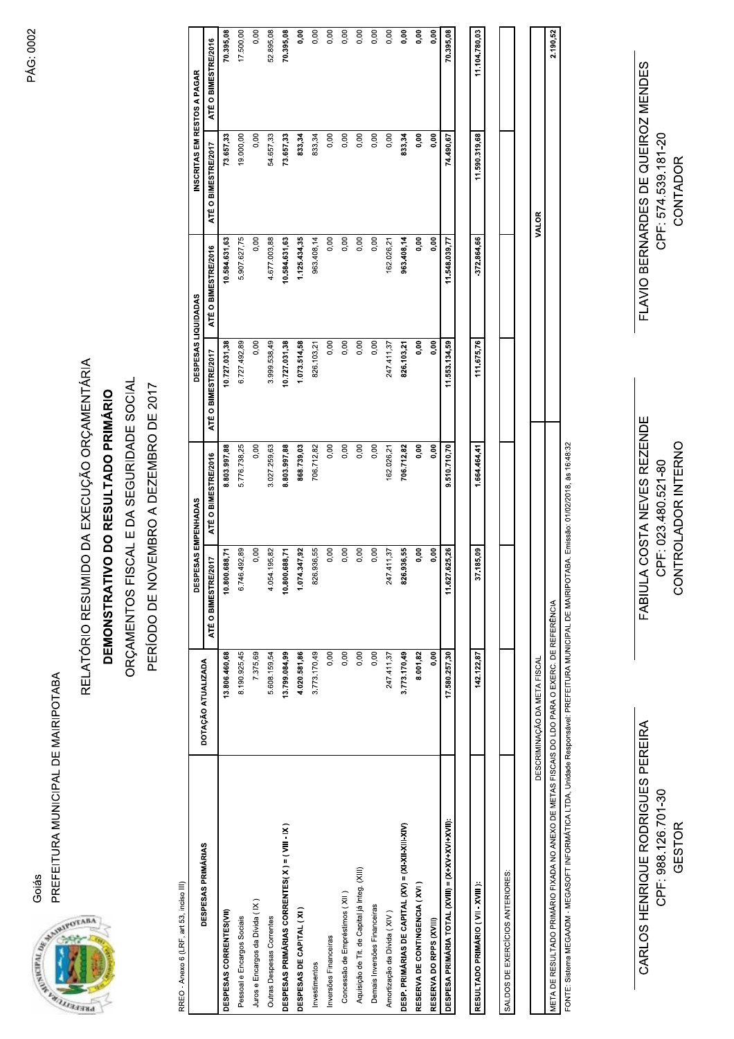Goiás

PREFEITURA MUNICIPAL DE MAIRIPOTABA

# RELATÓRIO RESUMIDO DA EXECUÇÃO ORÇAMENTÁRIA

## DEMONSTRATIVO DO RESULTADO PRIMÁRIO

ORÇAMENTOS FISCAL E DA SEGURIDADE SOCIAL

PERÍODO DE NOVEMBRO A DEZEMBRO DE 2017

RREO - Anexo 6 (LRF, art 53, inciso III)

| DESPESAS PRIMÁRIAS | DOTAÇÃO ATUALIZADA | DESPESAS EMPENHADAS | | DESPESAS LIQUIDADAS | | INSCRITAS EM RESTOS A PAGAR | |
|---|---|---|---|---|---|---|---|
| | | ATÉ O BIMESTRE/2017 | ATÉ O BIMESTRE/2016 | ATÉ O BIMESTRE/2017 | ATÉ O BIMESTRE/2016 | ATÉ O BIMESTRE/2017 | ATÉ O BIMESTRE/2016 |
| **DESPESAS CORRENTES(VII)** | **13.806.460,68** | **10.800.688,71** | **8.803.997,88** | **10.727.031,38** | **10.584.631,63** | **73.657,33** | **70.395,08** |
| Pessoal e Encargos Sociais | 8.190.925,45 | 6.746.492,89 | 5.776.738,25 | 6.727.492,89 | 5.907.627,75 | 19.000,00 | 17.500,00 |
| Juros e Encargos da Dívida ( IX ) | 7.375,69 | 0,00 | 0,00 | 0,00 | 0,00 | 0,00 | 0,00 |
| Outras Despesas Correntes | 5.608.159,54 | 4.054.195,82 | 3.027.259,63 | 3.999.538,49 | 4.677.003,88 | 54.657,33 | 52.895,08 |
| **DESPESAS PRIMÁRIAS CORRENTES( X ) = ( VIII - IX )** | **13.799.084,99** | **10.800.688,71** | **8.803.997,88** | **10.727.031,38** | **10.584.631,63** | **73.657,33** | **70.395,08** |
| **DESPESAS DE CAPITAL ( XI )** | **4.020.581,86** | **1.074.347,92** | **868.739,03** | **1.073.514,58** | **1.125.434,35** | **833,34** | **0,00** |
| Investimentos | 3.773.170,49 | 826.936,55 | 706.712,82 | 826.103,21 | 963.408,14 | 833,34 | 0,00 |
| Inversões Financeiras | 0,00 | 0,00 | 0,00 | 0,00 | 0,00 | 0,00 | 0,00 |
| Concessão de Empréstimos ( XII ) | 0,00 | 0,00 | 0,00 | 0,00 | 0,00 | 0,00 | 0,00 |
| Aquisição de Tit. de Capital já Integ. (XIII) | 0,00 | 0,00 | 0,00 | 0,00 | 0,00 | 0,00 | 0,00 |
| Demais Inversões Financeiras | 0,00 | 0,00 | 0,00 | 0,00 | 0,00 | 0,00 | 0,00 |
| Amortização da Dívida ( XIV ) | 247.411,37 | 247.411,37 | 162.026,21 | 247.411,37 | 162.026,21 | 0,00 | 0,00 |
| **DESP. PRIMÁRIAS DE CAPITAL (XV) = (XI-XII-XIII-XIV)** | **3.773.170,49** | **826.936,55** | **706.712,82** | **826.103,21** | **963.408,14** | **833,34** | **0,00** |
| **RESERVA DE CONTINGENCIA ( XVI )** | **8.001,82** | **0,00** | **0,00** | **0,00** | **0,00** | **0,00** | **0,00** |
| **RESERVA DO RPPS (XVIII)** | **0,00** | **0,00** | **0,00** | **0,00** | **0,00** | **0,00** | **0,00** |
| **DESPESA PRIMÁRIA TOTAL (XVIII) = (X+XV+XVI+XVII):** | **17.580.257,30** | **11.627.625,26** | **9.510.710,70** | **11.553.134,59** | **11.548.039,77** | **74.490,67** | **70.395,08** |

| | | | | | | | |
|---|---|---|---|---|---|---|---|
| **RESULTADO PRIMÁRIO ( VII - XVIII ):** | **142.122,87** | **37.185,09** | **1.664.464,41** | **111.675,76** | **-372.864,66** | **11.590.319,68** | **11.104.780,03** |

| | |
|---|---|
| SALDOS DE EXERCÍCIOS ANTERIORES: | |

| DESCRIMINAÇÃO DA META FISCAL | VALOR |
|---|---|
| META DE RESULTADO PRIMÁRIO FIXADA NO ANEXO DE METAS FISCAIS DO LDO PARA O EXERC. DE REFERÊNCIA | **2.190,52** |

FONTE: Sistema MEGADM - MEGASOFT INFORMÁTICA LTDA, Unidade Responsável: PREFEITURA MUNICIPAL DE MAIRIPOTABA. Emissão: 01/02/2018, às 16:48:32

CARLOS HENRIQUE RODRIGUES PEREIRA
CPF: 988.126.701-30
GESTOR

FABIULA COSTA NEVES REZENDE
CPF: 023.480.521-80
CONTROLADOR INTERNO

FLAVIO BERNARDES DE QUEIROZ MENDES
CPF: 574.539.181-20
CONTADOR